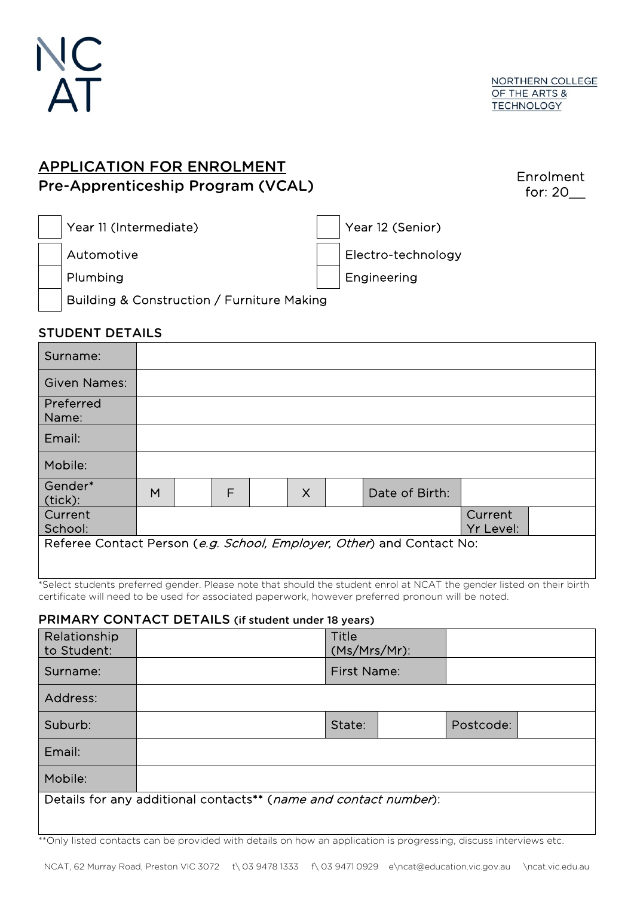NC
AT

NORTHERN COLLEGE OF THE ARTS & TECHNOLOGY

# APPLICATION FOR ENROLMENT

## Pre-Apprenticeship Program (VCAL)

Enrolment for: 20__

| | | | |
|---|---|---|---|
| ☐ | Year 11 (Intermediate) | ☐ | Year 12 (Senior) |
| ☐ | Automotive | ☐ | Electro-technology |
| ☐ | Plumbing | ☐ | Engineering |
| ☐ | Building & Construction / Furniture Making | | |

## STUDENT DETAILS

| | | | | | | | | | |
|---|---|---|---|---|---|---|---|---|---|
| Surname: | | | | | | | | | |
| Given Names: | | | | | | | | | |
| Preferred Name: | | | | | | | | | |
| Email: | | | | | | | | | |
| Mobile: | | | | | | | | | |
| Gender* (tick): | M | | F | | X | | Date of Birth: | | |
| Current School: | | | | | | | | Current Yr Level: | |
| Referee Contact Person (*e.g. School, Employer, Other*) and Contact No: | | | | | | | | | |

*Select students preferred gender. Please note that should the student enrol at NCAT the gender listed on their birth certificate will need to be used for associated paperwork, however preferred pronoun will be noted.

## PRIMARY CONTACT DETAILS (if student under 18 years)

| | | | | | |
|---|---|---|---|---|---|
| Relationship to Student: | | Title (Ms/Mrs/Mr): | | | |
| Surname: | | First Name: | | | |
| Address: | | | | | |
| Suburb: | | State: | | Postcode: | |
| Email: | | | | | |
| Mobile: | | | | | |
| Details for any additional contacts** (*name and contact number*): | | | | | |

**Only listed contacts can be provided with details on how an application is progressing, discuss interviews etc.

NCAT, 62 Murray Road, Preston VIC 3072 t\ 03 9478 1333 f\ 03 9471 0929 e\ncat@education.vic.gov.au \ncat.vic.edu.au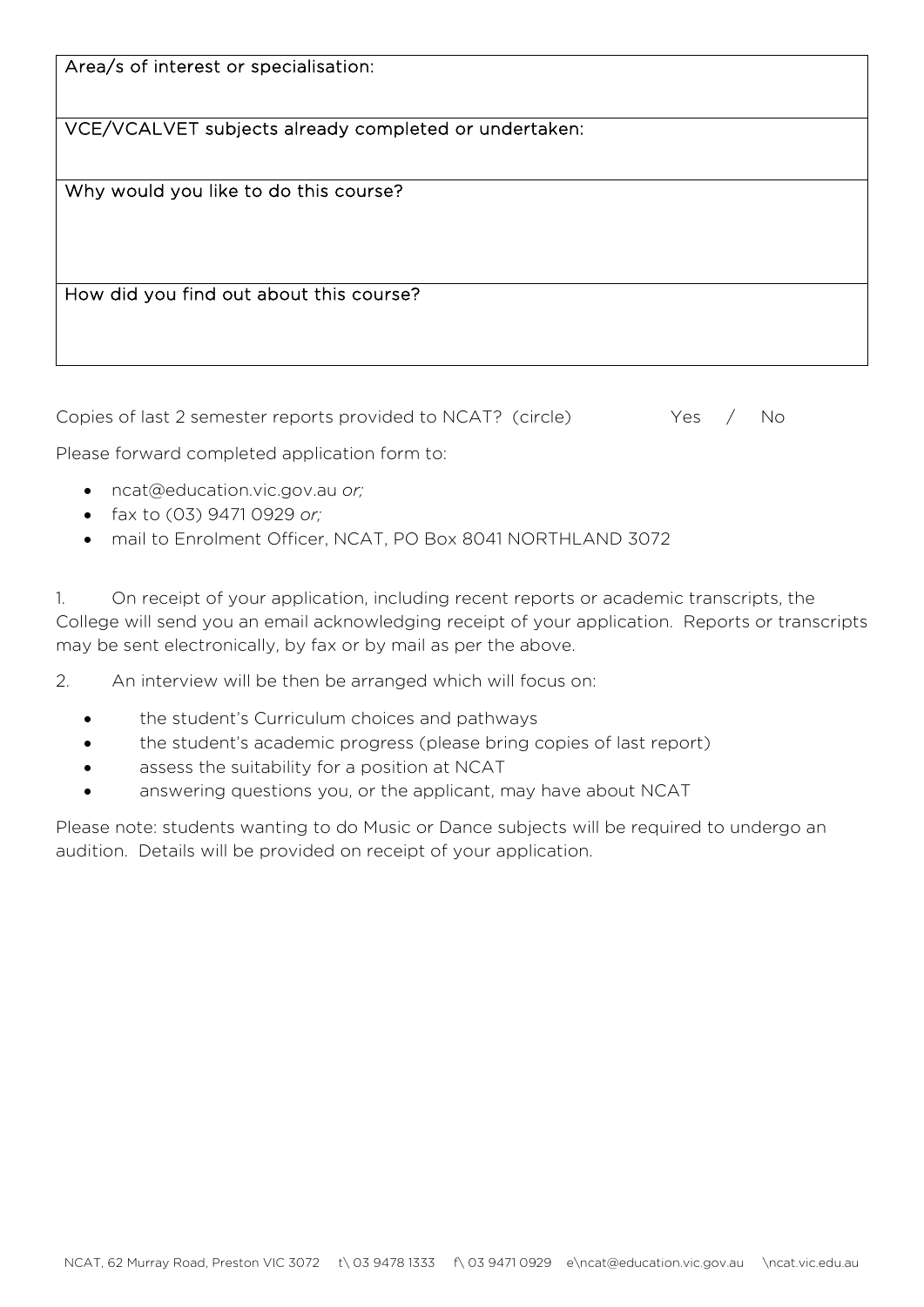| |
|---|
| Area/s of interest or specialisation: |
| VCE/VCALVET subjects already completed or undertaken: |
| Why would you like to do this course? |
| How did you find out about this course? |

Copies of last 2 semester reports provided to NCAT? (circle) Yes / No

Please forward completed application form to:

- ncat@education.vic.gov.au *or;*
- fax to (03) 9471 0929 *or;*
- mail to Enrolment Officer, NCAT, PO Box 8041 NORTHLAND 3072

1. On receipt of your application, including recent reports or academic transcripts, the College will send you an email acknowledging receipt of your application. Reports or transcripts may be sent electronically, by fax or by mail as per the above.

2. An interview will be then be arranged which will focus on:
   - the student's Curriculum choices and pathways
   - the student's academic progress (please bring copies of last report)
   - assess the suitability for a position at NCAT
   - answering questions you, or the applicant, may have about NCAT

Please note: students wanting to do Music or Dance subjects will be required to undergo an audition. Details will be provided on receipt of your application.

NCAT, 62 Murray Road, Preston VIC 3072 t\ 03 9478 1333 f\ 03 9471 0929 e\ncat@education.vic.gov.au \ncat.vic.edu.au